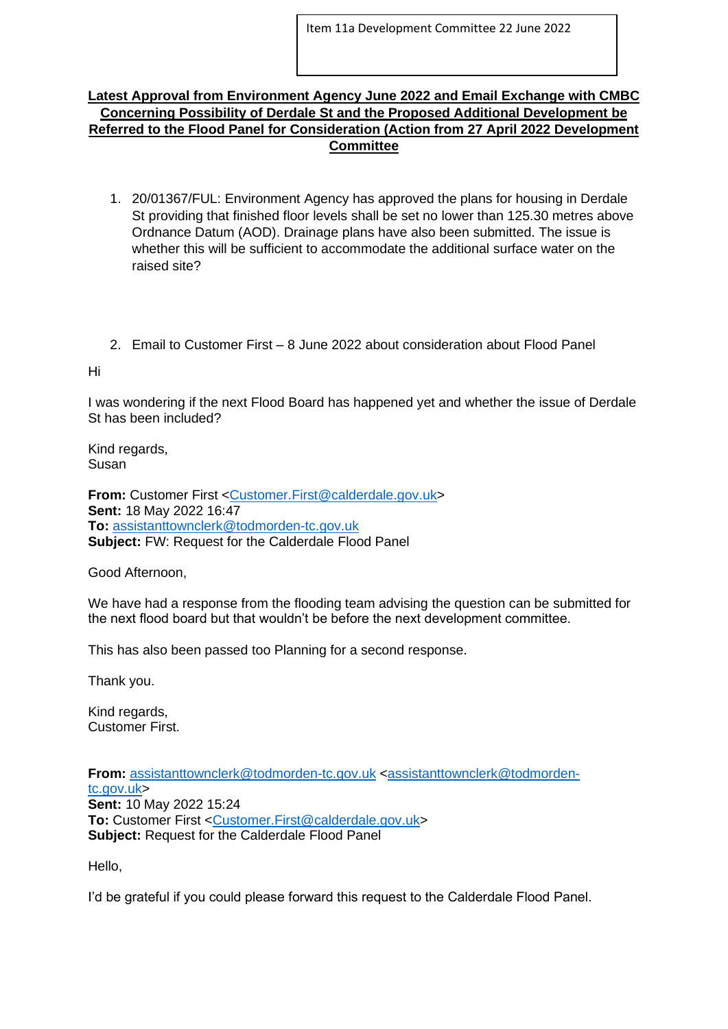Item 11a Development Committee 22 June 2022

**Latest Approval from Environment Agency June 2022 and Email Exchange with CMBC Concerning Possibility of Derdale St and the Proposed Additional Development be Referred to the Flood Panel for Consideration (Action from 27 April 2022 Development Committee**

1. 20/01367/FUL: Environment Agency has approved the plans for housing in Derdale St providing that finished floor levels shall be set no lower than 125.30 metres above Ordnance Datum (AOD). Drainage plans have also been submitted. The issue is whether this will be sufficient to accommodate the additional surface water on the raised site?

2. Email to Customer First – 8 June 2022 about consideration about Flood Panel

Hi

I was wondering if the next Flood Board has happened yet and whether the issue of Derdale St has been included?

Kind regards,
Susan

**From:** Customer First <Customer.First@calderdale.gov.uk>
**Sent:** 18 May 2022 16:47
**To:** assistanttownclerk@todmorden-tc.gov.uk
**Subject:** FW: Request for the Calderdale Flood Panel

Good Afternoon,

We have had a response from the flooding team advising the question can be submitted for the next flood board but that wouldn't be before the next development committee.

This has also been passed too Planning for a second response.

Thank you.

Kind regards,
Customer First.

**From:** assistanttownclerk@todmorden-tc.gov.uk <assistanttownclerk@todmorden-tc.gov.uk>
**Sent:** 10 May 2022 15:24
**To:** Customer First <Customer.First@calderdale.gov.uk>
**Subject:** Request for the Calderdale Flood Panel

Hello,

I'd be grateful if you could please forward this request to the Calderdale Flood Panel.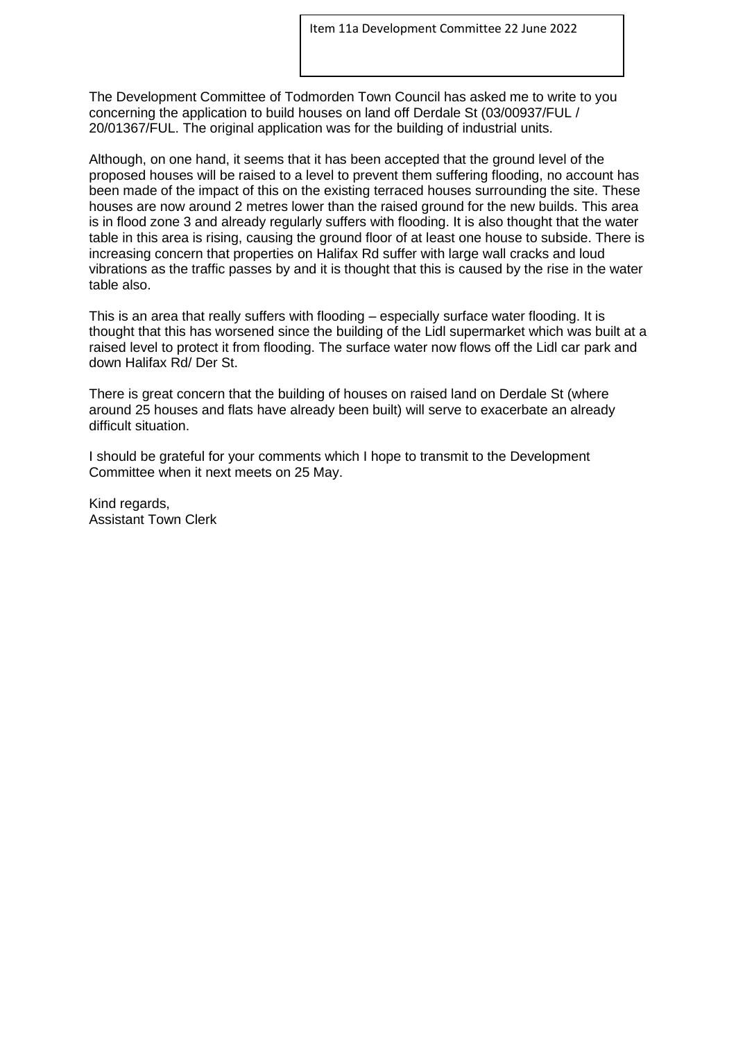Item 11a Development Committee 22 June 2022

The Development Committee of Todmorden Town Council has asked me to write to you concerning the application to build houses on land off Derdale St (03/00937/FUL / 20/01367/FUL. The original application was for the building of industrial units.

Although, on one hand, it seems that it has been accepted that the ground level of the proposed houses will be raised to a level to prevent them suffering flooding, no account has been made of the impact of this on the existing terraced houses surrounding the site. These houses are now around 2 metres lower than the raised ground for the new builds. This area is in flood zone 3 and already regularly suffers with flooding. It is also thought that the water table in this area is rising, causing the ground floor of at least one house to subside. There is increasing concern that properties on Halifax Rd suffer with large wall cracks and loud vibrations as the traffic passes by and it is thought that this is caused by the rise in the water table also.

This is an area that really suffers with flooding – especially surface water flooding. It is thought that this has worsened since the building of the Lidl supermarket which was built at a raised level to protect it from flooding. The surface water now flows off the Lidl car park and down Halifax Rd/ Der St.

There is great concern that the building of houses on raised land on Derdale St (where around 25 houses and flats have already been built) will serve to exacerbate an already difficult situation.

I should be grateful for your comments which I hope to transmit to the Development Committee when it next meets on 25 May.

Kind regards,
Assistant Town Clerk